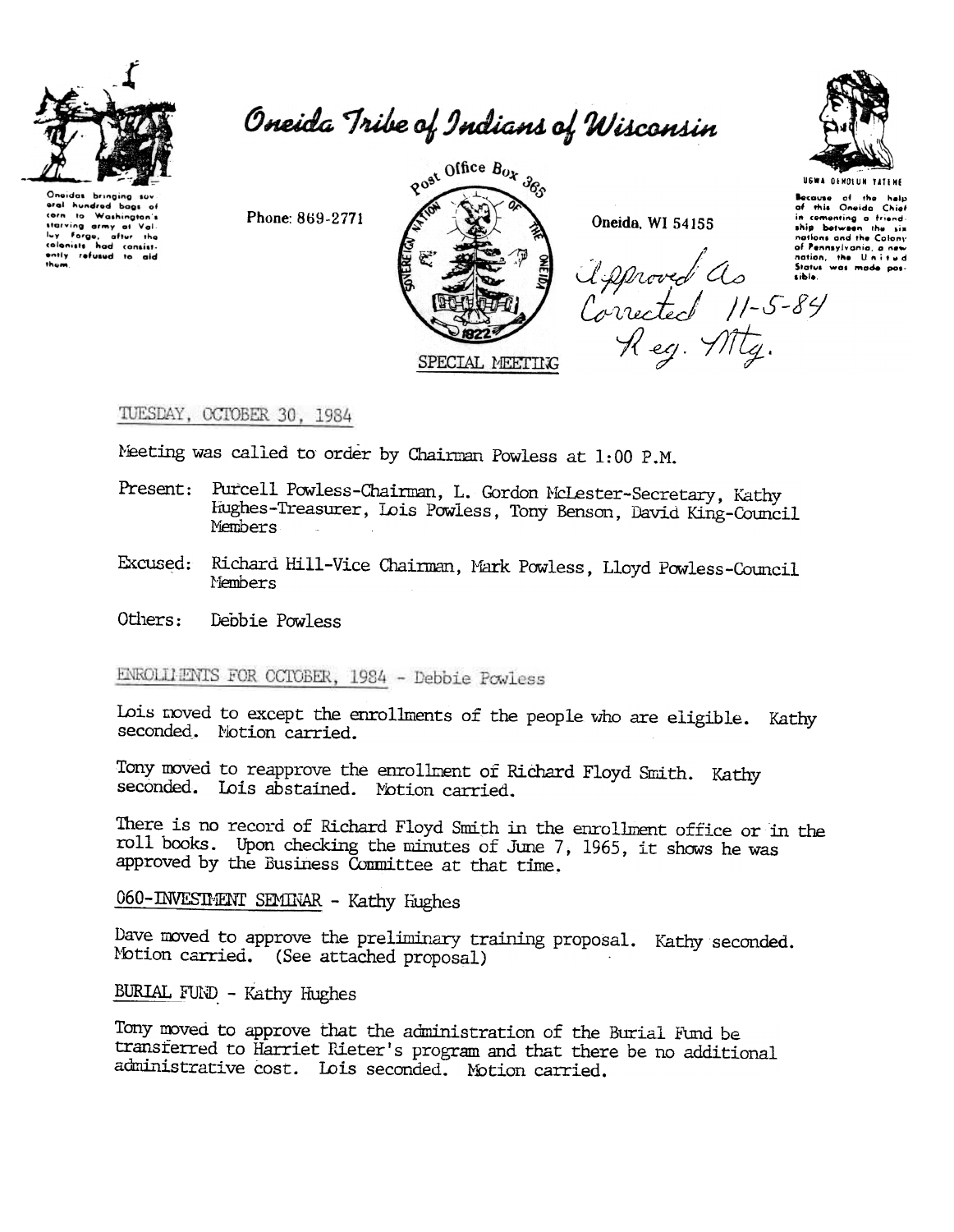# Oneida Tribe of Indians of Wisconsin

Oneidas bringing several hundred bags of corn to Washington's starving army at Valley Forge, after the colonists had consistently refused to aid them.

Phone: 869-2771

Post Office Box 365

Oneida, WI 54155

UGWA DEHOLUN YATEHE

Because of the help of this Oneida Chief in cementing a friendship between the six nations and the Colony of Pennsylvania, a new nation, the United States was made possible.

Approved As Corrected 11-5-84 Reg. Mtg.

SPECIAL MEETING

TUESDAY, OCTOBER 30, 1984

Meeting was called to order by Chairman Powless at 1:00 P.M.

Present: Purcell Powless-Chairman, L. Gordon McLester-Secretary, Kathy Hughes-Treasurer, Lois Powless, Tony Benson, David King-Council Members

Excused: Richard Hill-Vice Chairman, Mark Powless, Lloyd Powless-Council Members

Others: Debbie Powless

ENROLLMENTS FOR OCTOBER, 1984 - Debbie Powless

Lois moved to except the enrollments of the people who are eligible. Kathy seconded. Motion carried.

Tony moved to reapprove the enrollment of Richard Floyd Smith. Kathy seconded. Lois abstained. Motion carried.

There is no record of Richard Floyd Smith in the enrollment office or in the roll books. Upon checking the minutes of June 7, 1965, it shows he was approved by the Business Committee at that time.

060-INVESTMENT SEMINAR - Kathy Hughes

Dave moved to approve the preliminary training proposal. Kathy seconded. Motion carried. (See attached proposal)

BURIAL FUND - Kathy Hughes

Tony moved to approve that the administration of the Burial Fund be transferred to Harriet Rieter's program and that there be no additional administrative cost. Lois seconded. Motion carried.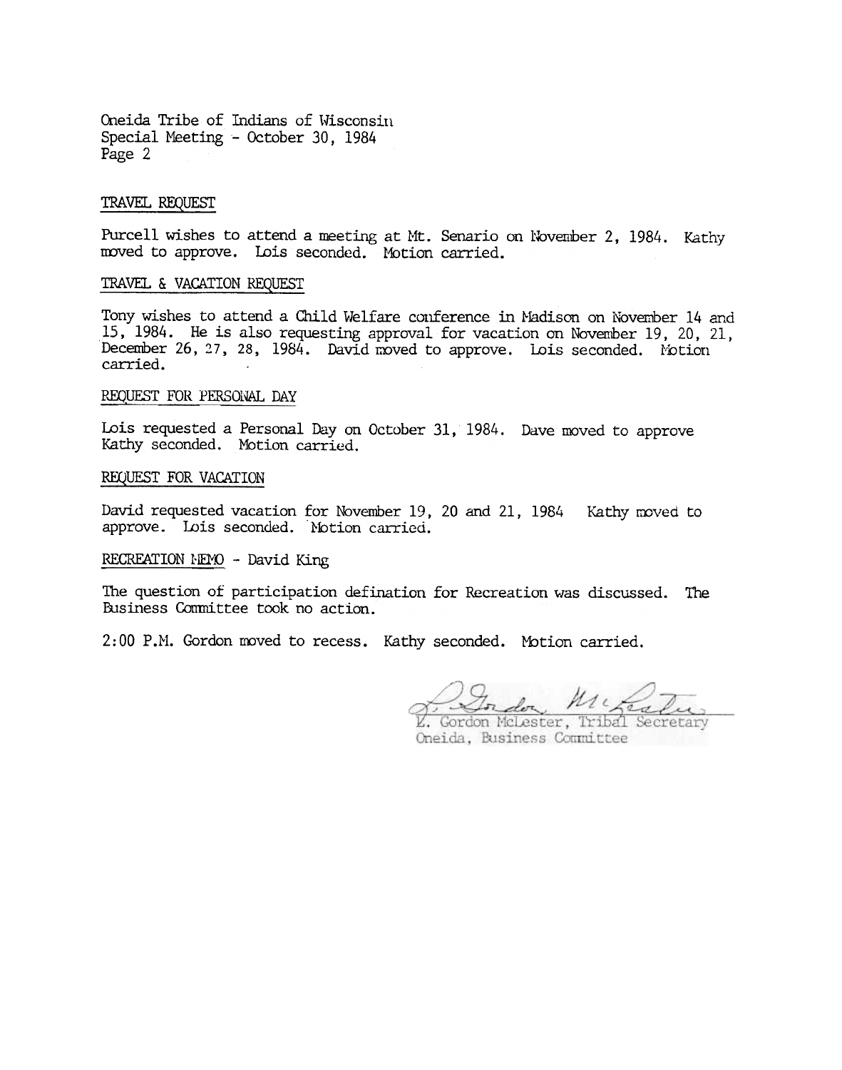Oneida Tribe of Indians of Wisconsin
Special Meeting - October 30, 1984
Page 2

TRAVEL REQUEST

Purcell wishes to attend a meeting at Mt. Senario on November 2, 1984. Kathy moved to approve. Lois seconded. Motion carried.

TRAVEL & VACATION REQUEST

Tony wishes to attend a Child Welfare conference in Madison on November 14 and 15, 1984. He is also requesting approval for vacation on November 19, 20, 21, December 26, 27, 28, 1984. David moved to approve. Lois seconded. Motion carried.

REQUEST FOR PERSONAL DAY

Lois requested a Personal Day on October 31, 1984. Dave moved to approve Kathy seconded. Motion carried.

REQUEST FOR VACATION

David requested vacation for November 19, 20 and 21, 1984 Kathy moved to approve. Lois seconded. Motion carried.

RECREATION MEMO - David King

The question of participation defination for Recreation was discussed. The Business Committee took no action.

2:00 P.M. Gordon moved to recess. Kathy seconded. Motion carried.

L. Gordon McLester, Tribal Secretary
Oneida, Business Committee